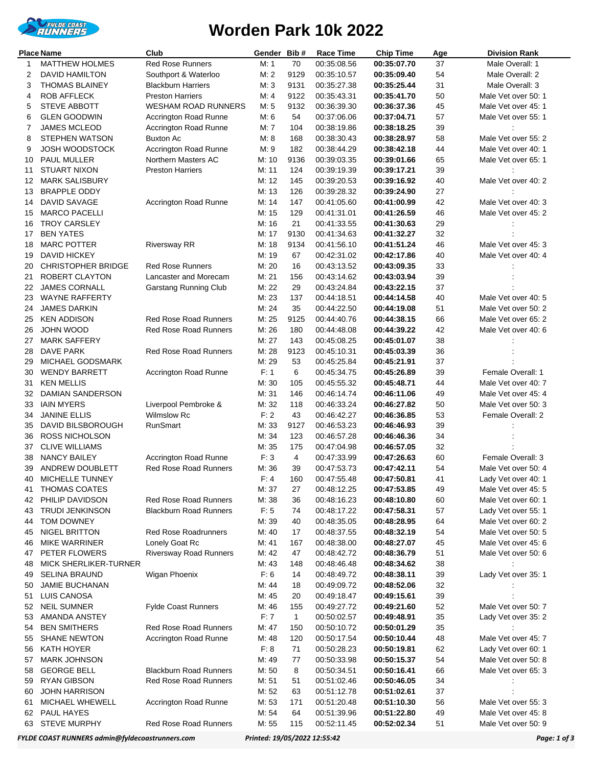# Worden Park 10k 2022

| Place | Name | Club | Gender | Bib # | Race Time | Chip Time | Age | Division Rank |
|---|---|---|---|---|---|---|---|---|
| 1 | MATTHEW HOLMES | Red Rose Runners | M: 1 | 70 | 00:35:08.56 | **00:35:07.70** | 37 | Male Overall: 1 |
| 2 | DAVID HAMILTON | Southport & Waterloo | M: 2 | 9129 | 00:35:10.57 | **00:35:09.40** | 54 | Male Overall: 2 |
| 3 | THOMAS BLAINEY | Blackburn Harriers | M: 3 | 9131 | 00:35:27.38 | **00:35:25.44** | 31 | Male Overall: 3 |
| 4 | ROB AFFLECK | Preston Harriers | M: 4 | 9122 | 00:35:43.31 | **00:35:41.70** | 50 | Male Vet over 50: 1 |
| 5 | STEVE ABBOTT | WESHAM ROAD RUNNERS | M: 5 | 9132 | 00:36:39.30 | **00:36:37.36** | 45 | Male Vet over 45: 1 |
| 6 | GLEN GOODWIN | Accrington Road Runne | M: 6 | 54 | 00:37:06.06 | **00:37:04.71** | 57 | Male Vet over 55: 1 |
| 7 | JAMES MCLEOD | Accrington Road Runne | M: 7 | 104 | 00:38:19.86 | **00:38:18.25** | 39 | : |
| 8 | STEPHEN WATSON | Buxton Ac | M: 8 | 168 | 00:38:30.43 | **00:38:28.97** | 58 | Male Vet over 55: 2 |
| 9 | JOSH WOODSTOCK | Accrington Road Runne | M: 9 | 182 | 00:38:44.29 | **00:38:42.18** | 44 | Male Vet over 40: 1 |
| 10 | PAUL MULLER | Northern Masters AC | M: 10 | 9136 | 00:39:03.35 | **00:39:01.66** | 65 | Male Vet over 65: 1 |
| 11 | STUART NIXON | Preston Harriers | M: 11 | 124 | 00:39:19.39 | **00:39:17.21** | 39 | : |
| 12 | MARK SALISBURY | | M: 12 | 145 | 00:39:20.53 | **00:39:16.92** | 40 | Male Vet over 40: 2 |
| 13 | BRAPPLE ODDY | | M: 13 | 126 | 00:39:28.32 | **00:39:24.90** | 27 | : |
| 14 | DAVID SAVAGE | Accrington Road Runne | M: 14 | 147 | 00:41:05.60 | **00:41:00.99** | 42 | Male Vet over 40: 3 |
| 15 | MARCO PACELLI | | M: 15 | 129 | 00:41:31.01 | **00:41:26.59** | 46 | Male Vet over 45: 2 |
| 16 | TROY CARSLEY | | M: 16 | 21 | 00:41:33.55 | **00:41:30.63** | 29 | : |
| 17 | BEN YATES | | M: 17 | 9130 | 00:41:34.63 | **00:41:32.27** | 32 | : |
| 18 | MARC POTTER | Riversway RR | M: 18 | 9134 | 00:41:56.10 | **00:41:51.24** | 46 | Male Vet over 45: 3 |
| 19 | DAVID HICKEY | | M: 19 | 67 | 00:42:31.02 | **00:42:17.86** | 40 | Male Vet over 40: 4 |
| 20 | CHRISTOPHER BRIDGE | Red Rose Runners | M: 20 | 16 | 00:43:13.52 | **00:43:09.35** | 33 | : |
| 21 | ROBERT CLAYTON | Lancaster and Morecam | M: 21 | 156 | 00:43:14.62 | **00:43:03.94** | 39 | : |
| 22 | JAMES CORNALL | Garstang Running Club | M: 22 | 29 | 00:43:24.84 | **00:43:22.15** | 37 | : |
| 23 | WAYNE RAFFERTY | | M: 23 | 137 | 00:44:18.51 | **00:44:14.58** | 40 | Male Vet over 40: 5 |
| 24 | JAMES DARKIN | | M: 24 | 35 | 00:44:22.50 | **00:44:19.08** | 51 | Male Vet over 50: 2 |
| 25 | KEN ADDISON | Red Rose Road Runners | M: 25 | 9125 | 00:44:40.76 | **00:44:38.15** | 66 | Male Vet over 65: 2 |
| 26 | JOHN WOOD | Red Rose Road Runners | M: 26 | 180 | 00:44:48.08 | **00:44:39.22** | 42 | Male Vet over 40: 6 |
| 27 | MARK SAFFERY | | M: 27 | 143 | 00:45:08.25 | **00:45:01.07** | 38 | : |
| 28 | DAVE PARK | Red Rose Road Runners | M: 28 | 9123 | 00:45:10.31 | **00:45:03.39** | 36 | : |
| 29 | MICHAEL GODSMARK | | M: 29 | 53 | 00:45:25.84 | **00:45:21.91** | 37 | : |
| 30 | WENDY BARRETT | Accrington Road Runne | F: 1 | 6 | 00:45:34.75 | **00:45:26.89** | 39 | Female Overall: 1 |
| 31 | KEN MELLIS | | M: 30 | 105 | 00:45:55.32 | **00:45:48.71** | 44 | Male Vet over 40: 7 |
| 32 | DAMIAN SANDERSON | | M: 31 | 146 | 00:46:14.74 | **00:46:11.06** | 49 | Male Vet over 45: 4 |
| 33 | IAIN MYERS | Liverpool Pembroke & | M: 32 | 118 | 00:46:33.24 | **00:46:27.82** | 50 | Male Vet over 50: 3 |
| 34 | JANINE ELLIS | Wilmslow Rc | F: 2 | 43 | 00:46:42.27 | **00:46:36.85** | 53 | Female Overall: 2 |
| 35 | DAVID BILSBOROUGH | RunSmart | M: 33 | 9127 | 00:46:53.23 | **00:46:46.93** | 39 | : |
| 36 | ROSS NICHOLSON | | M: 34 | 123 | 00:46:57.28 | **00:46:46.36** | 34 | : |
| 37 | CLIVE WILLIAMS | | M: 35 | 175 | 00:47:04.98 | **00:46:57.05** | 32 | : |
| 38 | NANCY BAILEY | Accrington Road Runne | F: 3 | 4 | 00:47:33.99 | **00:47:26.63** | 60 | Female Overall: 3 |
| 39 | ANDREW DOUBLETT | Red Rose Road Runners | M: 36 | 39 | 00:47:53.73 | **00:47:42.11** | 54 | Male Vet over 50: 4 |
| 40 | MICHELLE TUNNEY | | F: 4 | 160 | 00:47:55.48 | **00:47:50.81** | 41 | Lady Vet over 40: 1 |
| 41 | THOMAS COATES | | M: 37 | 27 | 00:48:12.25 | **00:47:53.85** | 49 | Male Vet over 45: 5 |
| 42 | PHILIP DAVIDSON | Red Rose Road Runners | M: 38 | 36 | 00:48:16.23 | **00:48:10.80** | 60 | Male Vet over 60: 1 |
| 43 | TRUDI JENKINSON | Blackburn Road Runners | F: 5 | 74 | 00:48:17.22 | **00:47:58.31** | 57 | Lady Vet over 55: 1 |
| 44 | TOM DOWNEY | | M: 39 | 40 | 00:48:35.05 | **00:48:28.95** | 64 | Male Vet over 60: 2 |
| 45 | NIGEL BRITTON | Red Rose Roadrunners | M: 40 | 17 | 00:48:37.55 | **00:48:32.19** | 54 | Male Vet over 50: 5 |
| 46 | MIKE WARRINER | Lonely Goat Rc | M: 41 | 167 | 00:48:38.00 | **00:48:27.07** | 45 | Male Vet over 45: 6 |
| 47 | PETER FLOWERS | Riversway Road Runners | M: 42 | 47 | 00:48:42.72 | **00:48:36.79** | 51 | Male Vet over 50: 6 |
| 48 | MICK SHERLIKER-TURNER | | M: 43 | 148 | 00:48:46.48 | **00:48:34.62** | 38 | : |
| 49 | SELINA BRAUND | Wigan Phoenix | F: 6 | 14 | 00:48:49.72 | **00:48:38.11** | 39 | Lady Vet over 35: 1 |
| 50 | JAMIE BUCHANAN | | M: 44 | 18 | 00:49:09.72 | **00:48:52.06** | 32 | : |
| 51 | LUIS CANOSA | | M: 45 | 20 | 00:49:18.47 | **00:49:15.61** | 39 | : |
| 52 | NEIL SUMNER | Fylde Coast Runners | M: 46 | 155 | 00:49:27.72 | **00:49:21.60** | 52 | Male Vet over 50: 7 |
| 53 | AMANDA ANSTEY | | F: 7 | 1 | 00:50:02.57 | **00:49:48.91** | 35 | Lady Vet over 35: 2 |
| 54 | BEN SMITHERS | Red Rose Road Runners | M: 47 | 150 | 00:50:10.72 | **00:50:01.29** | 35 | : |
| 55 | SHANE NEWTON | Accrington Road Runne | M: 48 | 120 | 00:50:17.54 | **00:50:10.44** | 48 | Male Vet over 45: 7 |
| 56 | KATH HOYER | | F: 8 | 71 | 00:50:28.23 | **00:50:19.81** | 62 | Lady Vet over 60: 1 |
| 57 | MARK JOHNSON | | M: 49 | 77 | 00:50:33.98 | **00:50:15.37** | 54 | Male Vet over 50: 8 |
| 58 | GEORGE BELL | Blackburn Road Runners | M: 50 | 8 | 00:50:34.51 | **00:50:16.41** | 66 | Male Vet over 65: 3 |
| 59 | RYAN GIBSON | Red Rose Road Runners | M: 51 | 51 | 00:51:02.46 | **00:50:46.05** | 34 | : |
| 60 | JOHN HARRISON | | M: 52 | 63 | 00:51:12.78 | **00:51:02.61** | 37 | : |
| 61 | MICHAEL WHEWELL | Accrington Road Runne | M: 53 | 171 | 00:51:20.48 | **00:51:10.30** | 56 | Male Vet over 55: 3 |
| 62 | PAUL HAYES | | M: 54 | 64 | 00:51:39.96 | **00:51:22.80** | 49 | Male Vet over 45: 8 |
| 63 | STEVE MURPHY | Red Rose Road Runners | M: 55 | 115 | 00:52:11.45 | **00:52:02.34** | 51 | Male Vet over 50: 9 |

*FYLDE COAST RUNNERS admin@fyldecoastrunners.com* *Printed: 19/05/2022 12:55:42*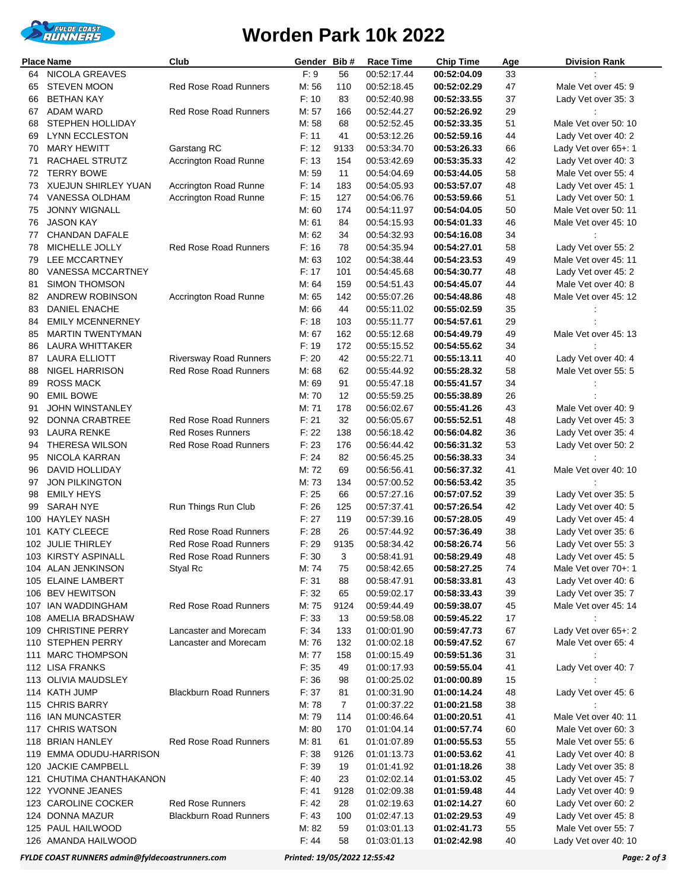# Worden Park 10k 2022

| Place | Name | Club | Gender | Bib # | Race Time | Chip Time | Age | Division Rank |
|---|---|---|---|---|---|---|---|---|
| 64 | NICOLA GREAVES | | F: 9 | 56 | 00:52:17.44 | **00:52:04.09** | 33 | : |
| 65 | STEVEN MOON | Red Rose Road Runners | M: 56 | 110 | 00:52:18.45 | **00:52:02.29** | 47 | Male Vet over 45: 9 |
| 66 | BETHAN KAY | | F: 10 | 83 | 00:52:40.98 | **00:52:33.55** | 37 | Lady Vet over 35: 3 |
| 67 | ADAM WARD | Red Rose Road Runners | M: 57 | 166 | 00:52:44.27 | **00:52:26.92** | 29 | : |
| 68 | STEPHEN HOLLIDAY | | M: 58 | 68 | 00:52:52.45 | **00:52:33.35** | 51 | Male Vet over 50: 10 |
| 69 | LYNN ECCLESTON | | F: 11 | 41 | 00:53:12.26 | **00:52:59.16** | 44 | Lady Vet over 40: 2 |
| 70 | MARY HEWITT | Garstang RC | F: 12 | 9133 | 00:53:34.70 | **00:53:26.33** | 66 | Lady Vet over 65+: 1 |
| 71 | RACHAEL STRUTZ | Accrington Road Runne | F: 13 | 154 | 00:53:42.69 | **00:53:35.33** | 42 | Lady Vet over 40: 3 |
| 72 | TERRY BOWE | | M: 59 | 11 | 00:54:04.69 | **00:53:44.05** | 58 | Male Vet over 55: 4 |
| 73 | XUEJUN SHIRLEY YUAN | Accrington Road Runne | F: 14 | 183 | 00:54:05.93 | **00:53:57.07** | 48 | Lady Vet over 45: 1 |
| 74 | VANESSA OLDHAM | Accrington Road Runne | F: 15 | 127 | 00:54:06.76 | **00:53:59.66** | 51 | Lady Vet over 50: 1 |
| 75 | JONNY WIGNALL | | M: 60 | 174 | 00:54:11.97 | **00:54:04.05** | 50 | Male Vet over 50: 11 |
| 76 | JASON KAY | | M: 61 | 84 | 00:54:15.93 | **00:54:01.33** | 46 | Male Vet over 45: 10 |
| 77 | CHANDAN DAFALE | | M: 62 | 34 | 00:54:32.93 | **00:54:16.08** | 34 | : |
| 78 | MICHELLE JOLLY | Red Rose Road Runners | F: 16 | 78 | 00:54:35.94 | **00:54:27.01** | 58 | Lady Vet over 55: 2 |
| 79 | LEE MCCARTNEY | | M: 63 | 102 | 00:54:38.44 | **00:54:23.53** | 49 | Male Vet over 45: 11 |
| 80 | VANESSA MCCARTNEY | | F: 17 | 101 | 00:54:45.68 | **00:54:30.77** | 48 | Lady Vet over 45: 2 |
| 81 | SIMON THOMSON | | M: 64 | 159 | 00:54:51.43 | **00:54:45.07** | 44 | Male Vet over 40: 8 |
| 82 | ANDREW ROBINSON | Accrington Road Runne | M: 65 | 142 | 00:55:07.26 | **00:54:48.86** | 48 | Male Vet over 45: 12 |
| 83 | DANIEL ENACHE | | M: 66 | 44 | 00:55:11.02 | **00:55:02.59** | 35 | : |
| 84 | EMILY MCENNERNEY | | F: 18 | 103 | 00:55:11.77 | **00:54:57.61** | 29 | : |
| 85 | MARTIN TWENTYMAN | | M: 67 | 162 | 00:55:12.68 | **00:54:49.79** | 49 | Male Vet over 45: 13 |
| 86 | LAURA WHITTAKER | | F: 19 | 172 | 00:55:15.52 | **00:54:55.62** | 34 | : |
| 87 | LAURA ELLIOTT | Riversway Road Runners | F: 20 | 42 | 00:55:22.71 | **00:55:13.11** | 40 | Lady Vet over 40: 4 |
| 88 | NIGEL HARRISON | Red Rose Road Runners | M: 68 | 62 | 00:55:44.92 | **00:55:28.32** | 58 | Male Vet over 55: 5 |
| 89 | ROSS MACK | | M: 69 | 91 | 00:55:47.18 | **00:55:41.57** | 34 | : |
| 90 | EMIL BOWE | | M: 70 | 12 | 00:55:59.25 | **00:55:38.89** | 26 | : |
| 91 | JOHN WINSTANLEY | | M: 71 | 178 | 00:56:02.67 | **00:55:41.26** | 43 | Male Vet over 40: 9 |
| 92 | DONNA CRABTREE | Red Rose Road Runners | F: 21 | 32 | 00:56:05.67 | **00:55:52.51** | 48 | Lady Vet over 45: 3 |
| 93 | LAURA RENKE | Red Roses Runners | F: 22 | 138 | 00:56:18.42 | **00:56:04.82** | 36 | Lady Vet over 35: 4 |
| 94 | THERESA WILSON | Red Rose Road Runners | F: 23 | 176 | 00:56:44.42 | **00:56:31.32** | 53 | Lady Vet over 50: 2 |
| 95 | NICOLA KARRAN | | F: 24 | 82 | 00:56:45.25 | **00:56:38.33** | 34 | : |
| 96 | DAVID HOLLIDAY | | M: 72 | 69 | 00:56:56.41 | **00:56:37.32** | 41 | Male Vet over 40: 10 |
| 97 | JON PILKINGTON | | M: 73 | 134 | 00:57:00.52 | **00:56:53.42** | 35 | : |
| 98 | EMILY HEYS | | F: 25 | 66 | 00:57:27.16 | **00:57:07.52** | 39 | Lady Vet over 35: 5 |
| 99 | SARAH NYE | Run Things Run Club | F: 26 | 125 | 00:57:37.41 | **00:57:26.54** | 42 | Lady Vet over 40: 5 |
| 100 | HAYLEY NASH | | F: 27 | 119 | 00:57:39.16 | **00:57:28.05** | 49 | Lady Vet over 45: 4 |
| 101 | KATY CLEECE | Red Rose Road Runners | F: 28 | 26 | 00:57:44.92 | **00:57:36.49** | 38 | Lady Vet over 35: 6 |
| 102 | JULIE THIRLEY | Red Rose Road Runners | F: 29 | 9135 | 00:58:34.42 | **00:58:26.74** | 56 | Lady Vet over 55: 3 |
| 103 | KIRSTY ASPINALL | Red Rose Road Runners | F: 30 | 3 | 00:58:41.91 | **00:58:29.49** | 48 | Lady Vet over 45: 5 |
| 104 | ALAN JENKINSON | Styal Rc | M: 74 | 75 | 00:58:42.65 | **00:58:27.25** | 74 | Male Vet over 70+: 1 |
| 105 | ELAINE LAMBERT | | F: 31 | 88 | 00:58:47.91 | **00:58:33.81** | 43 | Lady Vet over 40: 6 |
| 106 | BEV HEWITSON | | F: 32 | 65 | 00:59:02.17 | **00:58:33.43** | 39 | Lady Vet over 35: 7 |
| 107 | IAN WADDINGHAM | Red Rose Road Runners | M: 75 | 9124 | 00:59:44.49 | **00:59:38.07** | 45 | Male Vet over 45: 14 |
| 108 | AMELIA BRADSHAW | | F: 33 | 13 | 00:59:58.08 | **00:59:45.22** | 17 | : |
| 109 | CHRISTINE PERRY | Lancaster and Morecam | F: 34 | 133 | 01:00:01.90 | **00:59:47.73** | 67 | Lady Vet over 65+: 2 |
| 110 | STEPHEN PERRY | Lancaster and Morecam | M: 76 | 132 | 01:00:02.18 | **00:59:47.52** | 67 | Male Vet over 65: 4 |
| 111 | MARC THOMPSON | | M: 77 | 158 | 01:00:15.49 | **00:59:51.36** | 31 | : |
| 112 | LISA FRANKS | | F: 35 | 49 | 01:00:17.93 | **00:59:55.04** | 41 | Lady Vet over 40: 7 |
| 113 | OLIVIA MAUDSLEY | | F: 36 | 98 | 01:00:25.02 | **01:00:00.89** | 15 | : |
| 114 | KATH JUMP | Blackburn Road Runners | F: 37 | 81 | 01:00:31.90 | **01:00:14.24** | 48 | Lady Vet over 45: 6 |
| 115 | CHRIS BARRY | | M: 78 | 7 | 01:00:37.22 | **01:00:21.58** | 38 | : |
| 116 | IAN MUNCASTER | | M: 79 | 114 | 01:00:46.64 | **01:00:20.51** | 41 | Male Vet over 40: 11 |
| 117 | CHRIS WATSON | | M: 80 | 170 | 01:01:04.14 | **01:00:57.74** | 60 | Male Vet over 60: 3 |
| 118 | BRIAN HANLEY | Red Rose Road Runners | M: 81 | 61 | 01:01:07.89 | **01:00:55.53** | 55 | Male Vet over 55: 6 |
| 119 | EMMA ODUDU-HARRISON | | F: 38 | 9126 | 01:01:13.73 | **01:00:53.62** | 41 | Lady Vet over 40: 8 |
| 120 | JACKIE CAMPBELL | | F: 39 | 19 | 01:01:41.92 | **01:01:18.26** | 38 | Lady Vet over 35: 8 |
| 121 | CHUTIMA CHANTHAKANON | | F: 40 | 23 | 01:02:02.14 | **01:01:53.02** | 45 | Lady Vet over 45: 7 |
| 122 | YVONNE JEANES | | F: 41 | 9128 | 01:02:09.38 | **01:01:59.48** | 44 | Lady Vet over 40: 9 |
| 123 | CAROLINE COCKER | Red Rose Runners | F: 42 | 28 | 01:02:19.63 | **01:02:14.27** | 60 | Lady Vet over 60: 2 |
| 124 | DONNA MAZUR | Blackburn Road Runners | F: 43 | 100 | 01:02:47.13 | **01:02:29.53** | 49 | Lady Vet over 45: 8 |
| 125 | PAUL HAILWOOD | | M: 82 | 59 | 01:03:01.13 | **01:02:41.73** | 55 | Male Vet over 55: 7 |
| 126 | AMANDA HAILWOOD | | F: 44 | 58 | 01:03:01.13 | **01:02:42.98** | 40 | Lady Vet over 40: 10 |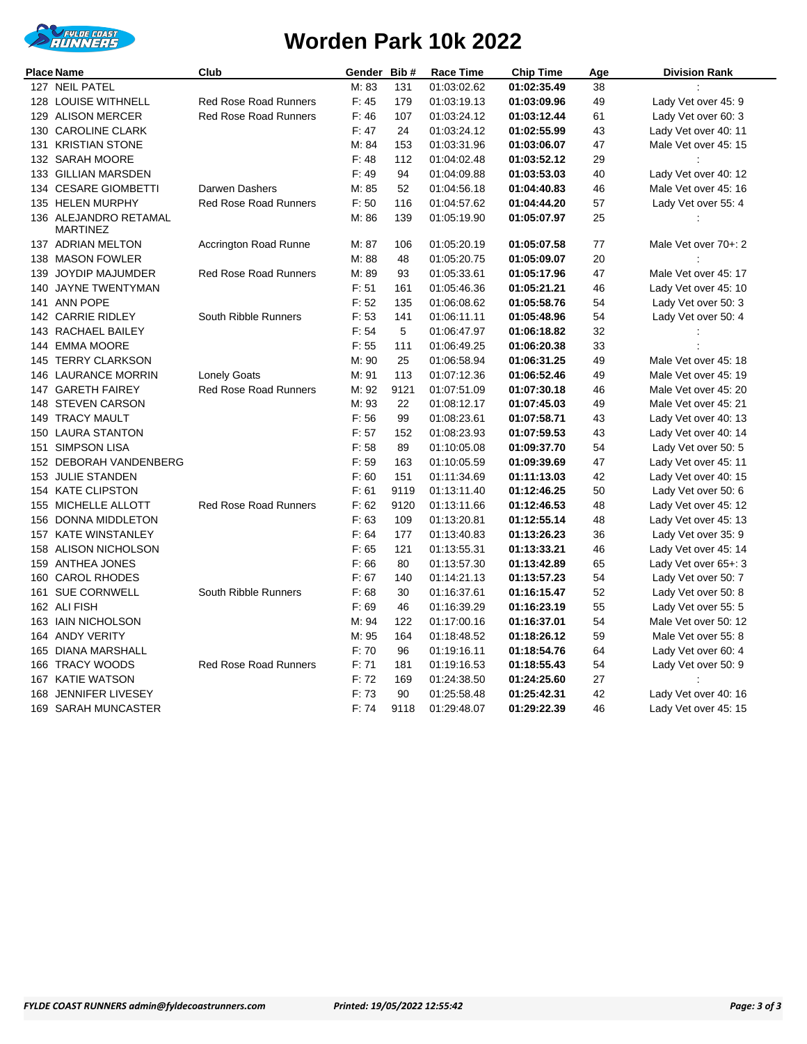# Worden Park 10k 2022

| Place | Name | Club | Gender | Bib # | Race Time | Chip Time | Age | Division Rank |
|---|---|---|---|---|---|---|---|---|
| 127 | NEIL PATEL | | M: 83 | 131 | 01:03:02.62 | **01:02:35.49** | 38 | : |
| 128 | LOUISE WITHNELL | Red Rose Road Runners | F: 45 | 179 | 01:03:19.13 | **01:03:09.96** | 49 | Lady Vet over 45: 9 |
| 129 | ALISON MERCER | Red Rose Road Runners | F: 46 | 107 | 01:03:24.12 | **01:03:12.44** | 61 | Lady Vet over 60: 3 |
| 130 | CAROLINE CLARK | | F: 47 | 24 | 01:03:24.12 | **01:02:55.99** | 43 | Lady Vet over 40: 11 |
| 131 | KRISTIAN STONE | | M: 84 | 153 | 01:03:31.96 | **01:03:06.07** | 47 | Male Vet over 45: 15 |
| 132 | SARAH MOORE | | F: 48 | 112 | 01:04:02.48 | **01:03:52.12** | 29 | : |
| 133 | GILLIAN MARSDEN | | F: 49 | 94 | 01:04:09.88 | **01:03:53.03** | 40 | Lady Vet over 40: 12 |
| 134 | CESARE GIOMBETTI | Darwen Dashers | M: 85 | 52 | 01:04:56.18 | **01:04:40.83** | 46 | Male Vet over 45: 16 |
| 135 | HELEN MURPHY | Red Rose Road Runners | F: 50 | 116 | 01:04:57.62 | **01:04:44.20** | 57 | Lady Vet over 55: 4 |
| 136 | ALEJANDRO RETAMAL MARTINEZ | | M: 86 | 139 | 01:05:19.90 | **01:05:07.97** | 25 | : |
| 137 | ADRIAN MELTON | Accrington Road Runne | M: 87 | 106 | 01:05:20.19 | **01:05:07.58** | 77 | Male Vet over 70+: 2 |
| 138 | MASON FOWLER | | M: 88 | 48 | 01:05:20.75 | **01:05:09.07** | 20 | : |
| 139 | JOYDIP MAJUMDER | Red Rose Road Runners | M: 89 | 93 | 01:05:33.61 | **01:05:17.96** | 47 | Male Vet over 45: 17 |
| 140 | JAYNE TWENTYMAN | | F: 51 | 161 | 01:05:46.36 | **01:05:21.21** | 46 | Lady Vet over 45: 10 |
| 141 | ANN POPE | | F: 52 | 135 | 01:06:08.62 | **01:05:58.76** | 54 | Lady Vet over 50: 3 |
| 142 | CARRIE RIDLEY | South Ribble Runners | F: 53 | 141 | 01:06:11.11 | **01:05:48.96** | 54 | Lady Vet over 50: 4 |
| 143 | RACHAEL BAILEY | | F: 54 | 5 | 01:06:47.97 | **01:06:18.82** | 32 | : |
| 144 | EMMA MOORE | | F: 55 | 111 | 01:06:49.25 | **01:06:20.38** | 33 | : |
| 145 | TERRY CLARKSON | | M: 90 | 25 | 01:06:58.94 | **01:06:31.25** | 49 | Male Vet over 45: 18 |
| 146 | LAURANCE MORRIN | Lonely Goats | M: 91 | 113 | 01:07:12.36 | **01:06:52.46** | 49 | Male Vet over 45: 19 |
| 147 | GARETH FAIREY | Red Rose Road Runners | M: 92 | 9121 | 01:07:51.09 | **01:07:30.18** | 46 | Male Vet over 45: 20 |
| 148 | STEVEN CARSON | | M: 93 | 22 | 01:08:12.17 | **01:07:45.03** | 49 | Male Vet over 45: 21 |
| 149 | TRACY MAULT | | F: 56 | 99 | 01:08:23.61 | **01:07:58.71** | 43 | Lady Vet over 40: 13 |
| 150 | LAURA STANTON | | F: 57 | 152 | 01:08:23.93 | **01:07:59.53** | 43 | Lady Vet over 40: 14 |
| 151 | SIMPSON LISA | | F: 58 | 89 | 01:10:05.08 | **01:09:37.70** | 54 | Lady Vet over 50: 5 |
| 152 | DEBORAH VANDENBERG | | F: 59 | 163 | 01:10:05.59 | **01:09:39.69** | 47 | Lady Vet over 45: 11 |
| 153 | JULIE STANDEN | | F: 60 | 151 | 01:11:34.69 | **01:11:13.03** | 42 | Lady Vet over 40: 15 |
| 154 | KATE CLIPSTON | | F: 61 | 9119 | 01:13:11.40 | **01:12:46.25** | 50 | Lady Vet over 50: 6 |
| 155 | MICHELLE ALLOTT | Red Rose Road Runners | F: 62 | 9120 | 01:13:11.66 | **01:12:46.53** | 48 | Lady Vet over 45: 12 |
| 156 | DONNA MIDDLETON | | F: 63 | 109 | 01:13:20.81 | **01:12:55.14** | 48 | Lady Vet over 45: 13 |
| 157 | KATE WINSTANLEY | | F: 64 | 177 | 01:13:40.83 | **01:13:26.23** | 36 | Lady Vet over 35: 9 |
| 158 | ALISON NICHOLSON | | F: 65 | 121 | 01:13:55.31 | **01:13:33.21** | 46 | Lady Vet over 45: 14 |
| 159 | ANTHEA JONES | | F: 66 | 80 | 01:13:57.30 | **01:13:42.89** | 65 | Lady Vet over 65+: 3 |
| 160 | CAROL RHODES | | F: 67 | 140 | 01:14:21.13 | **01:13:57.23** | 54 | Lady Vet over 50: 7 |
| 161 | SUE CORNWELL | South Ribble Runners | F: 68 | 30 | 01:16:37.61 | **01:16:15.47** | 52 | Lady Vet over 50: 8 |
| 162 | ALI FISH | | F: 69 | 46 | 01:16:39.29 | **01:16:23.19** | 55 | Lady Vet over 55: 5 |
| 163 | IAIN NICHOLSON | | M: 94 | 122 | 01:17:00.16 | **01:16:37.01** | 54 | Male Vet over 50: 12 |
| 164 | ANDY VERITY | | M: 95 | 164 | 01:18:48.52 | **01:18:26.12** | 59 | Male Vet over 55: 8 |
| 165 | DIANA MARSHALL | | F: 70 | 96 | 01:19:16.11 | **01:18:54.76** | 64 | Lady Vet over 60: 4 |
| 166 | TRACY WOODS | Red Rose Road Runners | F: 71 | 181 | 01:19:16.53 | **01:18:55.43** | 54 | Lady Vet over 50: 9 |
| 167 | KATIE WATSON | | F: 72 | 169 | 01:24:38.50 | **01:24:25.60** | 27 | : |
| 168 | JENNIFER LIVESEY | | F: 73 | 90 | 01:25:58.48 | **01:25:42.31** | 42 | Lady Vet over 40: 16 |
| 169 | SARAH MUNCASTER | | F: 74 | 9118 | 01:29:48.07 | **01:29:22.39** | 46 | Lady Vet over 45: 15 |